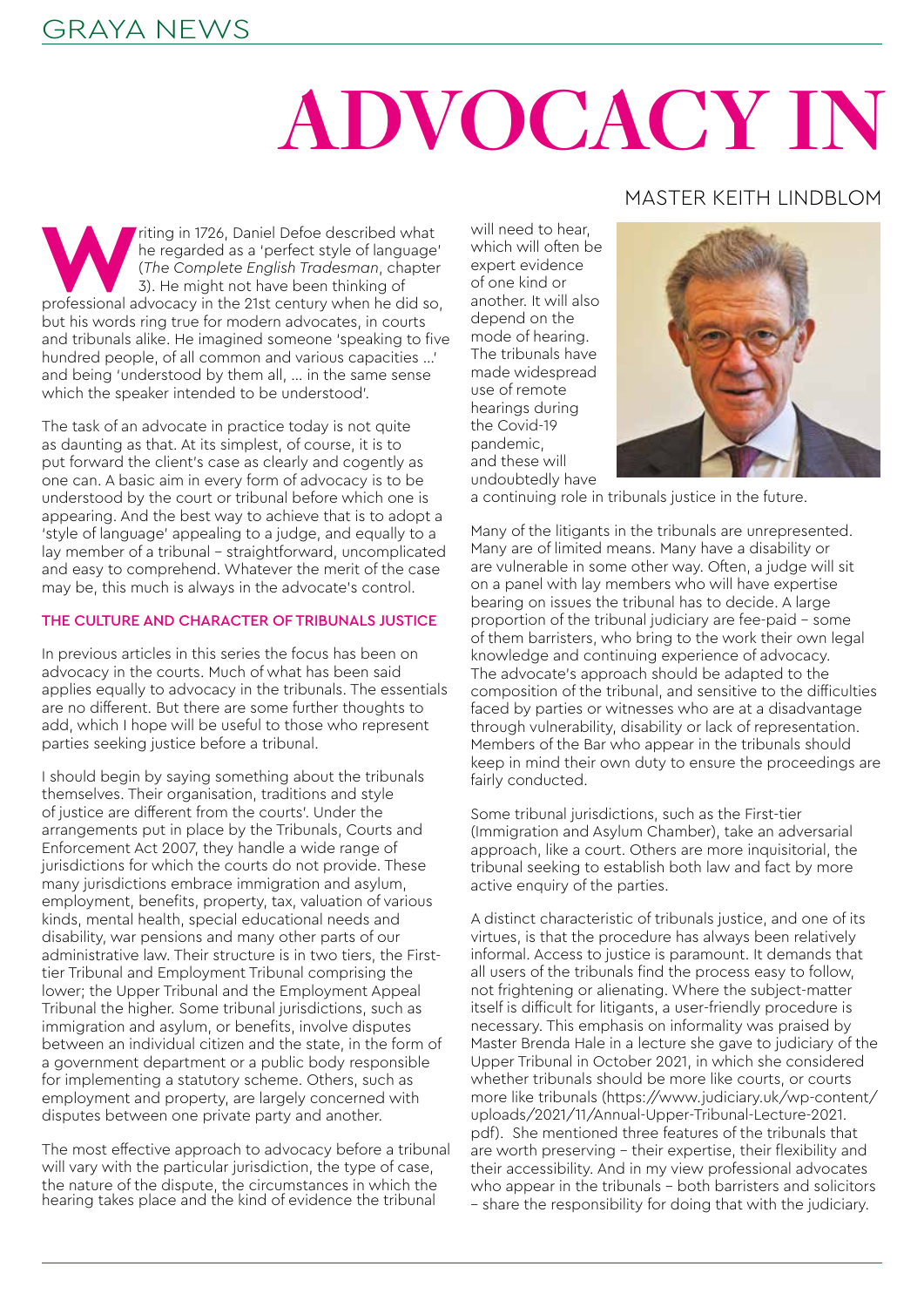# ADVOCACY IN

MASTER KEITH LINDBLOM

Writing in 1726, Daniel Defoe described what he regarded as a 'perfect style of language' (*The Complete English Tradesman*, chapter 3). He might not have been thinking of professional advocacy in the 21st century when he did so, but his words ring true for modern advocates, in courts and tribunals alike. He imagined someone 'speaking to five hundred people, of all common and various capacities …' and being 'understood by them all, … in the same sense which the speaker intended to be understood'.

The task of an advocate in practice today is not quite as daunting as that. At its simplest, of course, it is to put forward the client's case as clearly and cogently as one can. A basic aim in every form of advocacy is to be understood by the court or tribunal before which one is appearing. And the best way to achieve that is to adopt a 'style of language' appealing to a judge, and equally to a lay member of a tribunal – straightforward, uncomplicated and easy to comprehend. Whatever the merit of the case may be, this much is always in the advocate's control.

### THE CULTURE AND CHARACTER OF TRIBUNALS JUSTICE

In previous articles in this series the focus has been on advocacy in the courts. Much of what has been said applies equally to advocacy in the tribunals. The essentials are no different. But there are some further thoughts to add, which I hope will be useful to those who represent parties seeking justice before a tribunal.

I should begin by saying something about the tribunals themselves. Their organisation, traditions and style of justice are different from the courts'. Under the arrangements put in place by the Tribunals, Courts and Enforcement Act 2007, they handle a wide range of jurisdictions for which the courts do not provide. These many jurisdictions embrace immigration and asylum, employment, benefits, property, tax, valuation of various kinds, mental health, special educational needs and disability, war pensions and many other parts of our administrative law. Their structure is in two tiers, the First-tier Tribunal and Employment Tribunal comprising the lower; the Upper Tribunal and the Employment Appeal Tribunal the higher. Some tribunal jurisdictions, such as immigration and asylum, or benefits, involve disputes between an individual citizen and the state, in the form of a government department or a public body responsible for implementing a statutory scheme. Others, such as employment and property, are largely concerned with disputes between one private party and another.

The most effective approach to advocacy before a tribunal will vary with the particular jurisdiction, the type of case, the nature of the dispute, the circumstances in which the hearing takes place and the kind of evidence the tribunal will need to hear, which will often be expert evidence of one kind or another. It will also depend on the mode of hearing. The tribunals have made widespread use of remote hearings during the Covid-19 pandemic, and these will undoubtedly have a continuing role in tribunals justice in the future.

Many of the litigants in the tribunals are unrepresented. Many are of limited means. Many have a disability or are vulnerable in some other way. Often, a judge will sit on a panel with lay members who will have expertise bearing on issues the tribunal has to decide. A large proportion of the tribunal judiciary are fee-paid – some of them barristers, who bring to the work their own legal knowledge and continuing experience of advocacy. The advocate's approach should be adapted to the composition of the tribunal, and sensitive to the difficulties faced by parties or witnesses who are at a disadvantage through vulnerability, disability or lack of representation. Members of the Bar who appear in the tribunals should keep in mind their own duty to ensure the proceedings are fairly conducted.

Some tribunal jurisdictions, such as the First-tier (Immigration and Asylum Chamber), take an adversarial approach, like a court. Others are more inquisitorial, the tribunal seeking to establish both law and fact by more active enquiry of the parties.

A distinct characteristic of tribunals justice, and one of its virtues, is that the procedure has always been relatively informal. Access to justice is paramount. It demands that all users of the tribunals find the process easy to follow, not frightening or alienating. Where the subject-matter itself is difficult for litigants, a user-friendly procedure is necessary. This emphasis on informality was praised by Master Brenda Hale in a lecture she gave to judiciary of the Upper Tribunal in October 2021, in which she considered whether tribunals should be more like courts, or courts more like tribunals (https://www.judiciary.uk/wp-content/uploads/2021/11/Annual-Upper-Tribunal-Lecture-2021.pdf). She mentioned three features of the tribunals that are worth preserving – their expertise, their flexibility and their accessibility. And in my view professional advocates who appear in the tribunals – both barristers and solicitors – share the responsibility for doing that with the judiciary.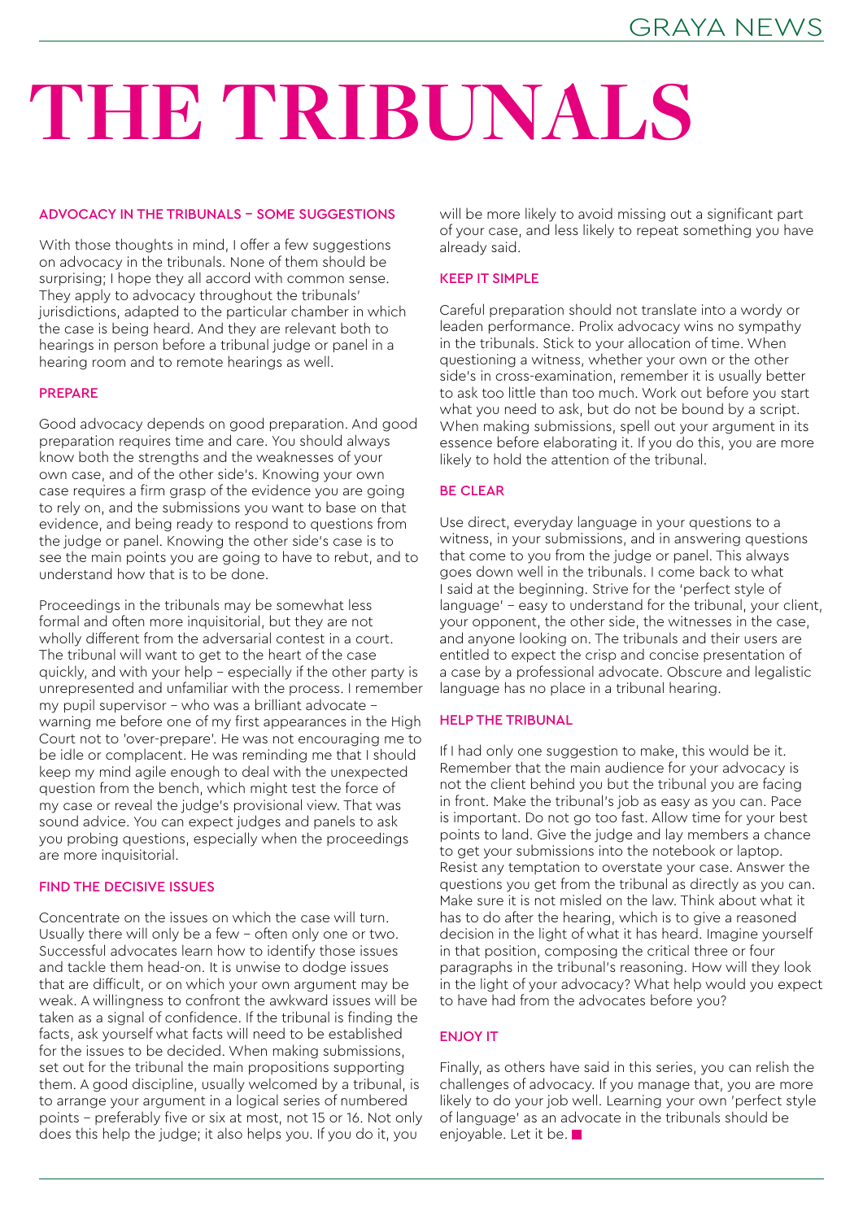# THE TRIBUNALS

## ADVOCACY IN THE TRIBUNALS – SOME SUGGESTIONS

With those thoughts in mind, I offer a few suggestions on advocacy in the tribunals. None of them should be surprising; I hope they all accord with common sense. They apply to advocacy throughout the tribunals' jurisdictions, adapted to the particular chamber in which the case is being heard. And they are relevant both to hearings in person before a tribunal judge or panel in a hearing room and to remote hearings as well.

### PREPARE

Good advocacy depends on good preparation. And good preparation requires time and care. You should always know both the strengths and the weaknesses of your own case, and of the other side's. Knowing your own case requires a firm grasp of the evidence you are going to rely on, and the submissions you want to base on that evidence, and being ready to respond to questions from the judge or panel. Knowing the other side's case is to see the main points you are going to have to rebut, and to understand how that is to be done.

Proceedings in the tribunals may be somewhat less formal and often more inquisitorial, but they are not wholly different from the adversarial contest in a court. The tribunal will want to get to the heart of the case quickly, and with your help – especially if the other party is unrepresented and unfamiliar with the process. I remember my pupil supervisor – who was a brilliant advocate – warning me before one of my first appearances in the High Court not to 'over-prepare'. He was not encouraging me to be idle or complacent. He was reminding me that I should keep my mind agile enough to deal with the unexpected question from the bench, which might test the force of my case or reveal the judge's provisional view. That was sound advice. You can expect judges and panels to ask you probing questions, especially when the proceedings are more inquisitorial.

### FIND THE DECISIVE ISSUES

Concentrate on the issues on which the case will turn. Usually there will only be a few – often only one or two. Successful advocates learn how to identify those issues and tackle them head-on. It is unwise to dodge issues that are difficult, or on which your own argument may be weak. A willingness to confront the awkward issues will be taken as a signal of confidence. If the tribunal is finding the facts, ask yourself what facts will need to be established for the issues to be decided. When making submissions, set out for the tribunal the main propositions supporting them. A good discipline, usually welcomed by a tribunal, is to arrange your argument in a logical series of numbered points – preferably five or six at most, not 15 or 16. Not only does this help the judge; it also helps you. If you do it, you will be more likely to avoid missing out a significant part of your case, and less likely to repeat something you have already said.

### KEEP IT SIMPLE

Careful preparation should not translate into a wordy or leaden performance. Prolix advocacy wins no sympathy in the tribunals. Stick to your allocation of time. When questioning a witness, whether your own or the other side's in cross-examination, remember it is usually better to ask too little than too much. Work out before you start what you need to ask, but do not be bound by a script. When making submissions, spell out your argument in its essence before elaborating it. If you do this, you are more likely to hold the attention of the tribunal.

### BE CLEAR

Use direct, everyday language in your questions to a witness, in your submissions, and in answering questions that come to you from the judge or panel. This always goes down well in the tribunals. I come back to what I said at the beginning. Strive for the 'perfect style of language' – easy to understand for the tribunal, your client, your opponent, the other side, the witnesses in the case, and anyone looking on. The tribunals and their users are entitled to expect the crisp and concise presentation of a case by a professional advocate. Obscure and legalistic language has no place in a tribunal hearing.

### HELP THE TRIBUNAL

If I had only one suggestion to make, this would be it. Remember that the main audience for your advocacy is not the client behind you but the tribunal you are facing in front. Make the tribunal's job as easy as you can. Pace is important. Do not go too fast. Allow time for your best points to land. Give the judge and lay members a chance to get your submissions into the notebook or laptop. Resist any temptation to overstate your case. Answer the questions you get from the tribunal as directly as you can. Make sure it is not misled on the law. Think about what it has to do after the hearing, which is to give a reasoned decision in the light of what it has heard. Imagine yourself in that position, composing the critical three or four paragraphs in the tribunal's reasoning. How will they look in the light of your advocacy? What help would you expect to have had from the advocates before you?

### ENJOY IT

Finally, as others have said in this series, you can relish the challenges of advocacy. If you manage that, you are more likely to do your job well. Learning your own 'perfect style of language' as an advocate in the tribunals should be enjoyable. Let it be. ■